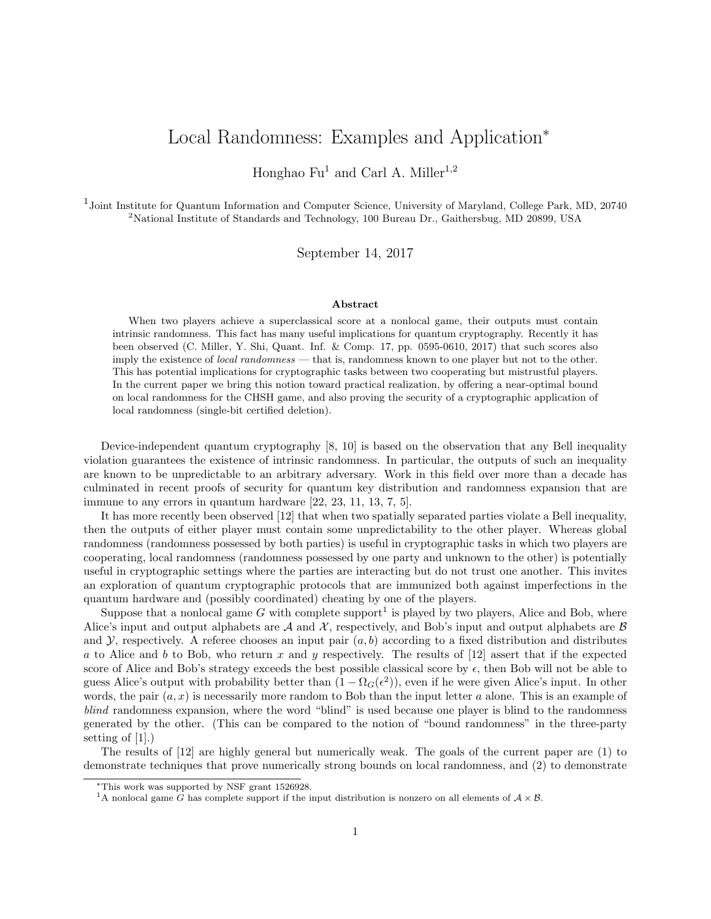# Local Randomness: Examples and Application*

Honghao Fu[1] and Carl A. Miller[1,2]

[1]Joint Institute for Quantum Information and Computer Science, University of Maryland, College Park, MD, 20740
[2]National Institute of Standards and Technology, 100 Bureau Dr., Gaithersbug, MD 20899, USA

September 14, 2017

### Abstract

When two players achieve a superclassical score at a nonlocal game, their outputs must contain intrinsic randomness. This fact has many useful implications for quantum cryptography. Recently it has been observed (C. Miller, Y. Shi, Quant. Inf. & Comp. 17, pp. 0595-0610, 2017) that such scores also imply the existence of *local randomness* — that is, randomness known to one player but not to the other. This has potential implications for cryptographic tasks between two cooperating but mistrustful players. In the current paper we bring this notion toward practical realization, by offering a near-optimal bound on local randomness for the CHSH game, and also proving the security of a cryptographic application of local randomness (single-bit certified deletion).

Device-independent quantum cryptography [8, 10] is based on the observation that any Bell inequality violation guarantees the existence of intrinsic randomness. In particular, the outputs of such an inequality are known to be unpredictable to an arbitrary adversary. Work in this field over more than a decade has culminated in recent proofs of security for quantum key distribution and randomness expansion that are immune to any errors in quantum hardware [22, 23, 11, 13, 7, 5].

It has more recently been observed [12] that when two spatially separated parties violate a Bell inequality, then the outputs of either player must contain some unpredictability to the other player. Whereas global randomness (randomness possessed by both parties) is useful in cryptographic tasks in which two players are cooperating, local randomness (randomness possessed by one party and unknown to the other) is potentially useful in cryptographic settings where the parties are interacting but do not trust one another. This invites an exploration of quantum cryptographic protocols that are immunized both against imperfections in the quantum hardware and (possibly coordinated) cheating by one of the players.

Suppose that a nonlocal game $G$ with complete support[1] is played by two players, Alice and Bob, where Alice's input and output alphabets are $\mathcal{A}$ and $\mathcal{X}$, respectively, and Bob's input and output alphabets are $\mathcal{B}$ and $\mathcal{Y}$, respectively. A referee chooses an input pair $(a, b)$ according to a fixed distribution and distributes $a$ to Alice and $b$ to Bob, who return $x$ and $y$ respectively. The results of [12] assert that if the expected score of Alice and Bob's strategy exceeds the best possible classical score by $\epsilon$, then Bob will not be able to guess Alice's output with probability better than $(1 - \Omega_G(\epsilon^2))$, even if he were given Alice's input. In other words, the pair $(a, x)$ is necessarily more random to Bob than the input letter $a$ alone. This is an example of *blind* randomness expansion, where the word "blind" is used because one player is blind to the randomness generated by the other. (This can be compared to the notion of "bound randomness" in the three-party setting of [1].)

The results of [12] are highly general but numerically weak. The goals of the current paper are (1) to demonstrate techniques that prove numerically strong bounds on local randomness, and (2) to demonstrate

---

*This work was supported by NSF grant 1526928.

[1]A nonlocal game $G$ has complete support if the input distribution is nonzero on all elements of $\mathcal{A} \times \mathcal{B}$.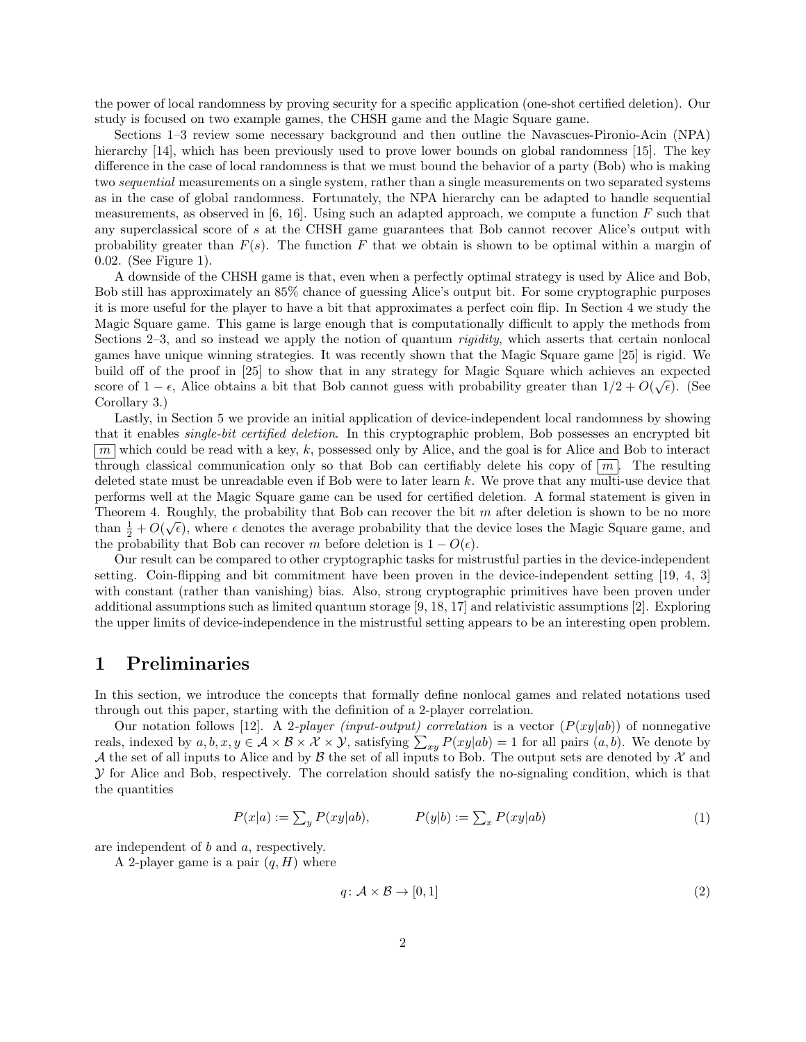the power of local randomness by proving security for a specific application (one-shot certified deletion). Our study is focused on two example games, the CHSH game and the Magic Square game.

Sections 1–3 review some necessary background and then outline the Navascues-Pironio-Acin (NPA) hierarchy [14], which has been previously used to prove lower bounds on global randomness [15]. The key difference in the case of local randomness is that we must bound the behavior of a party (Bob) who is making two *sequential* measurements on a single system, rather than a single measurements on two separated systems as in the case of global randomness. Fortunately, the NPA hierarchy can be adapted to handle sequential measurements, as observed in [6, 16]. Using such an adapted approach, we compute a function $F$ such that any superclassical score of $s$ at the CHSH game guarantees that Bob cannot recover Alice's output with probability greater than $F(s)$. The function $F$ that we obtain is shown to be optimal within a margin of 0.02. (See Figure 1).

A downside of the CHSH game is that, even when a perfectly optimal strategy is used by Alice and Bob, Bob still has approximately an 85% chance of guessing Alice's output bit. For some cryptographic purposes it is more useful for the player to have a bit that approximates a perfect coin flip. In Section 4 we study the Magic Square game. This game is large enough that is computationally difficult to apply the methods from Sections 2–3, and so instead we apply the notion of quantum *rigidity*, which asserts that certain nonlocal games have unique winning strategies. It was recently shown that the Magic Square game [25] is rigid. We build off of the proof in [25] to show that in any strategy for Magic Square which achieves an expected score of $1-\epsilon$, Alice obtains a bit that Bob cannot guess with probability greater than $1/2 + O(\sqrt{\epsilon})$. (See Corollary 3.)

Lastly, in Section 5 we provide an initial application of device-independent local randomness by showing that it enables *single-bit certified deletion*. In this cryptographic problem, Bob possesses an encrypted bit $\boxed{m}$ which could be read with a key, $k$, possessed only by Alice, and the goal is for Alice and Bob to interact through classical communication only so that Bob can certifiably delete his copy of $\boxed{m}$. The resulting deleted state must be unreadable even if Bob were to later learn $k$. We prove that any multi-use device that performs well at the Magic Square game can be used for certified deletion. A formal statement is given in Theorem 4. Roughly, the probability that Bob can recover the bit $m$ after deletion is shown to be no more than $\frac{1}{2} + O(\sqrt{\epsilon})$, where $\epsilon$ denotes the average probability that the device loses the Magic Square game, and the probability that Bob can recover $m$ before deletion is $1 - O(\epsilon)$.

Our result can be compared to other cryptographic tasks for mistrustful parties in the device-independent setting. Coin-flipping and bit commitment have been proven in the device-independent setting [19, 4, 3] with constant (rather than vanishing) bias. Also, strong cryptographic primitives have been proven under additional assumptions such as limited quantum storage [9, 18, 17] and relativistic assumptions [2]. Exploring the upper limits of device-independence in the mistrustful setting appears to be an interesting open problem.

# 1 Preliminaries

In this section, we introduce the concepts that formally define nonlocal games and related notations used through out this paper, starting with the definition of a 2-player correlation.

Our notation follows [12]. A *2-player (input-output) correlation* is a vector $(P(xy|ab))$ of nonnegative reals, indexed by $a, b, x, y \in \mathcal{A} \times \mathcal{B} \times \mathcal{X} \times \mathcal{Y}$, satisfying $\sum_{xy} P(xy|ab) = 1$ for all pairs $(a, b)$. We denote by $\mathcal{A}$ the set of all inputs to Alice and by $\mathcal{B}$ the set of all inputs to Bob. The output sets are denoted by $\mathcal{X}$ and $\mathcal{Y}$ for Alice and Bob, respectively. The correlation should satisfy the no-signaling condition, which is that the quantities

$$P(x|a) := \textstyle\sum_y P(xy|ab), \qquad\qquad P(y|b) := \textstyle\sum_x P(xy|ab) \tag{1}$$

are independent of $b$ and $a$, respectively.

A 2-player game is a pair $(q, H)$ where

$$q \colon \mathcal{A} \times \mathcal{B} \to [0, 1] \tag{2}$$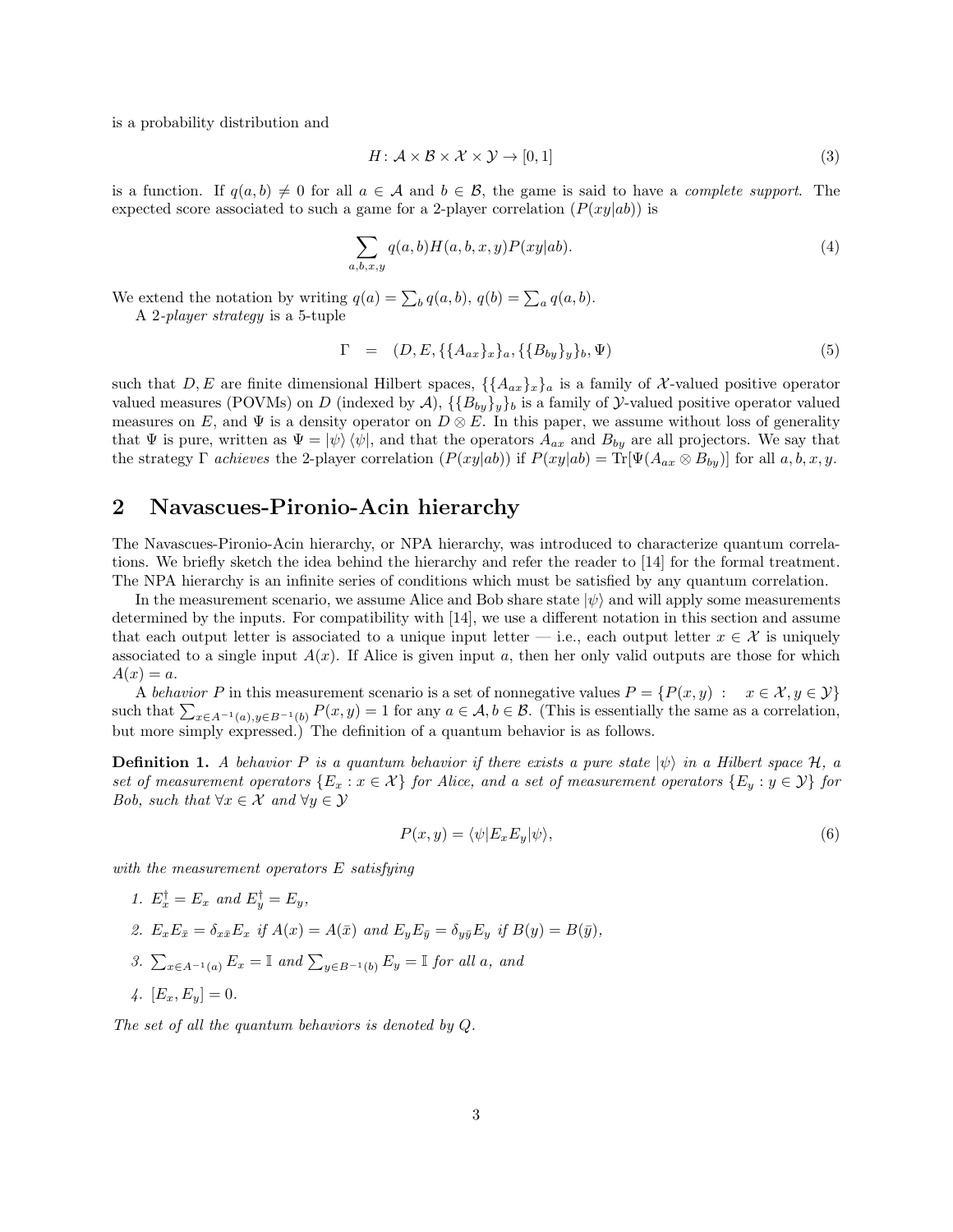is a probability distribution and

$$H: \mathcal{A} \times \mathcal{B} \times \mathcal{X} \times \mathcal{Y} \to [0,1] \tag{3}$$

is a function. If $q(a,b) \neq 0$ for all $a \in \mathcal{A}$ and $b \in \mathcal{B}$, the game is said to have a *complete support*. The expected score associated to such a game for a 2-player correlation $(P(xy|ab))$ is

$$\sum_{a,b,x,y} q(a,b)H(a,b,x,y)P(xy|ab). \tag{4}$$

We extend the notation by writing $q(a) = \sum_b q(a,b)$, $q(b) = \sum_a q(a,b)$.

A 2-*player strategy* is a 5-tuple

$$\Gamma \quad = \quad (D, E, \{\{A_{ax}\}_x\}_a, \{\{B_{by}\}_y\}_b, \Psi) \tag{5}$$

such that $D, E$ are finite dimensional Hilbert spaces, $\{\{A_{ax}\}_x\}_a$ is a family of $\mathcal{X}$-valued positive operator valued measures (POVMs) on $D$ (indexed by $\mathcal{A}$), $\{\{B_{by}\}_y\}_b$ is a family of $\mathcal{Y}$-valued positive operator valued measures on $E$, and $\Psi$ is a density operator on $D \otimes E$. In this paper, we assume without loss of generality that $\Psi$ is pure, written as $\Psi = |\psi\rangle\langle\psi|$, and that the operators $A_{ax}$ and $B_{by}$ are all projectors. We say that the strategy $\Gamma$ *achieves* the 2-player correlation $(P(xy|ab))$ if $P(xy|ab) = \mathrm{Tr}[\Psi(A_{ax} \otimes B_{by})]$ for all $a, b, x, y$.

## 2 Navascues-Pironio-Acin hierarchy

The Navascues-Pironio-Acin hierarchy, or NPA hierarchy, was introduced to characterize quantum correlations. We briefly sketch the idea behind the hierarchy and refer the reader to [14] for the formal treatment. The NPA hierarchy is an infinite series of conditions which must be satisfied by any quantum correlation.

In the measurement scenario, we assume Alice and Bob share state $|\psi\rangle$ and will apply some measurements determined by the inputs. For compatibility with [14], we use a different notation in this section and assume that each output letter is associated to a unique input letter — i.e., each output letter $x \in \mathcal{X}$ is uniquely associated to a single input $A(x)$. If Alice is given input $a$, then her only valid outputs are those for which $A(x) = a$.

A *behavior* $P$ in this measurement scenario is a set of nonnegative values $P = \{P(x,y) \; : \; x \in \mathcal{X}, y \in \mathcal{Y}\}$ such that $\sum_{x \in A^{-1}(a), y \in B^{-1}(b)} P(x,y) = 1$ for any $a \in \mathcal{A}, b \in \mathcal{B}$. (This is essentially the same as a correlation, but more simply expressed.) The definition of a quantum behavior is as follows.

**Definition 1.** *A behavior $P$ is a quantum behavior if there exists a pure state $|\psi\rangle$ in a Hilbert space $\mathcal{H}$, a set of measurement operators $\{E_x : x \in \mathcal{X}\}$ for Alice, and a set of measurement operators $\{E_y : y \in \mathcal{Y}\}$ for Bob, such that $\forall x \in \mathcal{X}$ and $\forall y \in \mathcal{Y}$*

$$P(x,y) = \langle\psi|E_x E_y|\psi\rangle, \tag{6}$$

*with the measurement operators $E$ satisfying*

1. *$E_x^\dagger = E_x$ and $E_y^\dagger = E_y$,*
2. *$E_x E_{\bar{x}} = \delta_{x\bar{x}} E_x$ if $A(x) = A(\bar{x})$ and $E_y E_{\bar{y}} = \delta_{y\bar{y}} E_y$ if $B(y) = B(\bar{y})$,*
3. *$\sum_{x \in A^{-1}(a)} E_x = \mathbb{I}$ and $\sum_{y \in B^{-1}(b)} E_y = \mathbb{I}$ for all $a$, and*
4. *$[E_x, E_y] = 0$.*

*The set of all the quantum behaviors is denoted by $Q$.*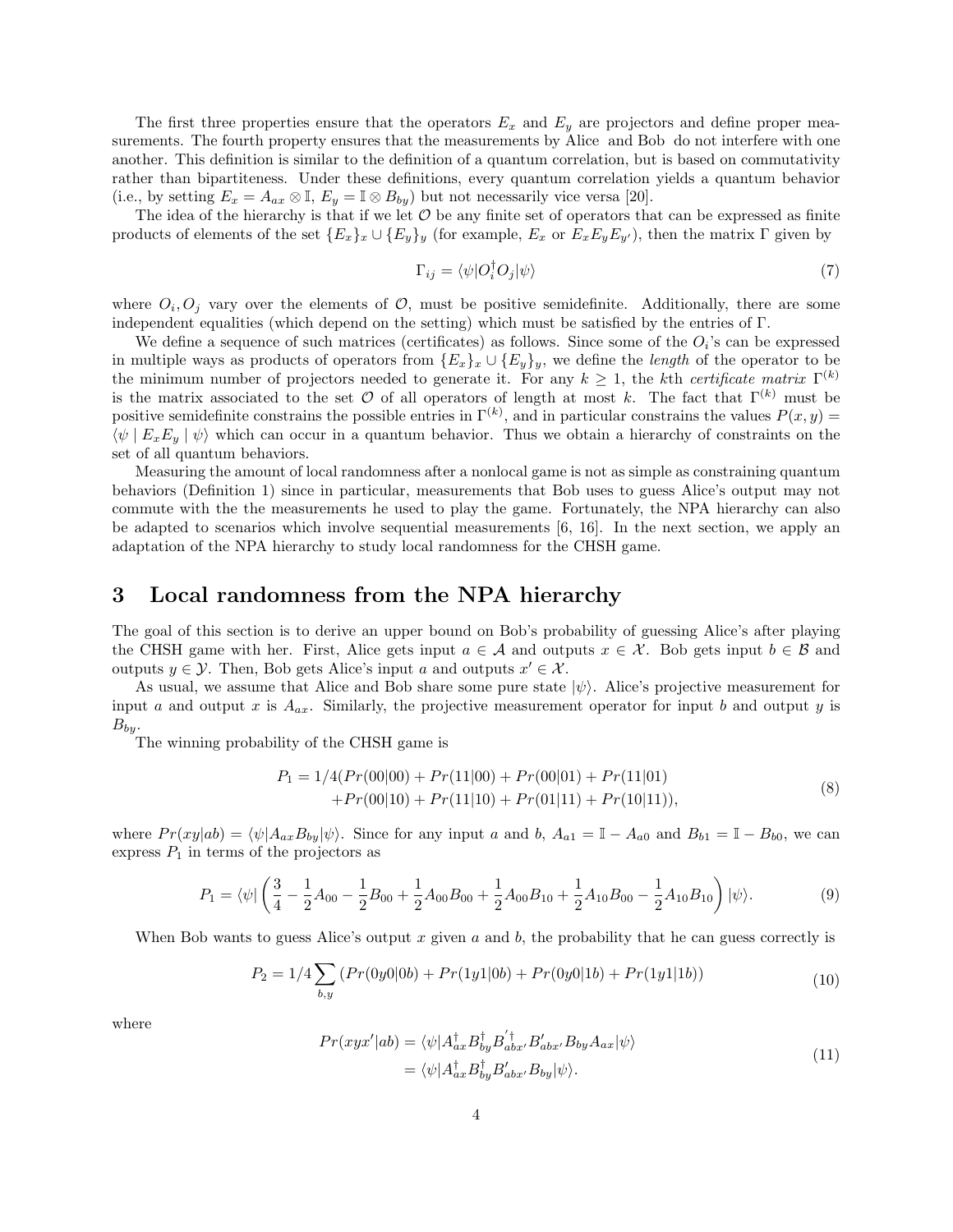The first three properties ensure that the operators $E_x$ and $E_y$ are projectors and define proper measurements. The fourth property ensures that the measurements by Alice and Bob do not interfere with one another. This definition is similar to the definition of a quantum correlation, but is based on commutativity rather than bipartiteness. Under these definitions, every quantum correlation yields a quantum behavior (i.e., by setting $E_x = A_{ax} \otimes \mathbb{I}$, $E_y = \mathbb{I} \otimes B_{by}$) but not necessarily vice versa [20].

The idea of the hierarchy is that if we let $\mathcal{O}$ be any finite set of operators that can be expressed as finite products of elements of the set $\{E_x\}_x \cup \{E_y\}_y$ (for example, $E_x$ or $E_x E_y E_{y'}$), then the matrix $\Gamma$ given by

$$\Gamma_{ij} = \langle \psi | O_i^\dagger O_j | \psi \rangle \tag{7}$$

where $O_i, O_j$ vary over the elements of $\mathcal{O}$, must be positive semidefinite. Additionally, there are some independent equalities (which depend on the setting) which must be satisfied by the entries of $\Gamma$.

We define a sequence of such matrices (certificates) as follows. Since some of the $O_i$'s can be expressed in multiple ways as products of operators from $\{E_x\}_x \cup \{E_y\}_y$, we define the *length* of the operator to be the minimum number of projectors needed to generate it. For any $k \geq 1$, the $k$th *certificate matrix* $\Gamma^{(k)}$ is the matrix associated to the set $\mathcal{O}$ of all operators of length at most $k$. The fact that $\Gamma^{(k)}$ must be positive semidefinite constrains the possible entries in $\Gamma^{(k)}$, and in particular constrains the values $P(x, y) = \langle \psi \mid E_x E_y \mid \psi \rangle$ which can occur in a quantum behavior. Thus we obtain a hierarchy of constraints on the set of all quantum behaviors.

Measuring the amount of local randomness after a nonlocal game is not as simple as constraining quantum behaviors (Definition 1) since in particular, measurements that Bob uses to guess Alice's output may not commute with the the measurements he used to play the game. Fortunately, the NPA hierarchy can also be adapted to scenarios which involve sequential measurements [6, 16]. In the next section, we apply an adaptation of the NPA hierarchy to study local randomness for the CHSH game.

## 3 Local randomness from the NPA hierarchy

The goal of this section is to derive an upper bound on Bob's probability of guessing Alice's after playing the CHSH game with her. First, Alice gets input $a \in \mathcal{A}$ and outputs $x \in \mathcal{X}$. Bob gets input $b \in \mathcal{B}$ and outputs $y \in \mathcal{Y}$. Then, Bob gets Alice's input $a$ and outputs $x' \in \mathcal{X}$.

As usual, we assume that Alice and Bob share some pure state $|\psi\rangle$. Alice's projective measurement for input $a$ and output $x$ is $A_{ax}$. Similarly, the projective measurement operator for input $b$ and output $y$ is $B_{by}$.

The winning probability of the CHSH game is

$$\begin{aligned} P_1 = 1/4(&Pr(00|00) + Pr(11|00) + Pr(00|01) + Pr(11|01) \\ &+ Pr(00|10) + Pr(11|10) + Pr(01|11) + Pr(10|11)), \end{aligned} \tag{8}$$

where $Pr(xy|ab) = \langle \psi | A_{ax} B_{by} | \psi \rangle$. Since for any input $a$ and $b$, $A_{a1} = \mathbb{I} - A_{a0}$ and $B_{b1} = \mathbb{I} - B_{b0}$, we can express $P_1$ in terms of the projectors as

$$P_1 = \langle \psi | \left( \frac{3}{4} - \frac{1}{2} A_{00} - \frac{1}{2} B_{00} + \frac{1}{2} A_{00} B_{00} + \frac{1}{2} A_{00} B_{10} + \frac{1}{2} A_{10} B_{00} - \frac{1}{2} A_{10} B_{10} \right) | \psi \rangle. \tag{9}$$

When Bob wants to guess Alice's output $x$ given $a$ and $b$, the probability that he can guess correctly is

$$P_2 = 1/4 \sum_{b,y} \left( Pr(0y0|0b) + Pr(1y1|0b) + Pr(0y0|1b) + Pr(1y1|1b) \right) \tag{10}$$

where

$$\begin{aligned} Pr(xyx'|ab) &= \langle \psi | A_{ax}^\dagger B_{by}^\dagger B_{abx'}^{'\dagger} B'_{abx'} B_{by} A_{ax} | \psi \rangle \\ &= \langle \psi | A_{ax}^\dagger B_{by}^\dagger B'_{abx'} B_{by} | \psi \rangle. \end{aligned} \tag{11}$$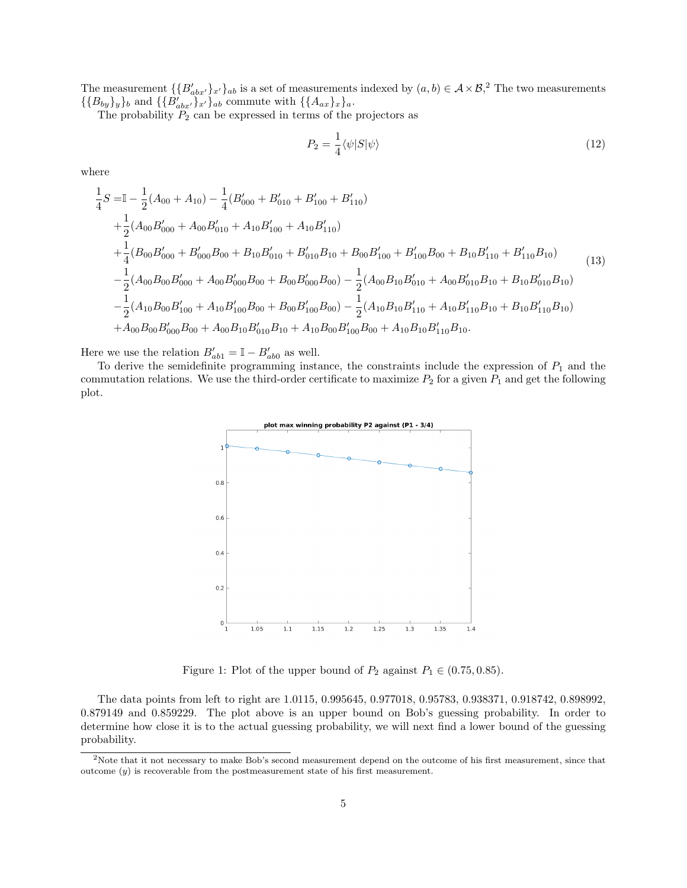The measurement $\{\{B'_{abx'}\}_{x'}\}_{ab}$ is a set of measurements indexed by $(a,b) \in \mathcal{A} \times \mathcal{B}$,[2] The two measurements $\{\{B_{by}\}_y\}_b$ and $\{\{B'_{abx'}\}_{x'}\}_{ab}$ commute with $\{\{A_{ax}\}_x\}_a$.

The probability $P_2$ can be expressed in terms of the projectors as

$$P_2 = \frac{1}{4}\langle\psi|S|\psi\rangle \tag{12}$$

where

$$\begin{aligned}
\frac{1}{4}S =& \mathbb{I} - \frac{1}{2}(A_{00} + A_{10}) - \frac{1}{4}(B'_{000} + B'_{010} + B'_{100} + B'_{110}) \\
&+ \frac{1}{2}(A_{00}B'_{000} + A_{00}B'_{010} + A_{10}B'_{100} + A_{10}B'_{110}) \\
&+ \frac{1}{4}(B_{00}B'_{000} + B'_{000}B_{00} + B_{10}B'_{010} + B'_{010}B_{10} + B_{00}B'_{100} + B'_{100}B_{00} + B_{10}B'_{110} + B'_{110}B_{10}) \\
&- \frac{1}{2}(A_{00}B_{00}B'_{000} + A_{00}B'_{000}B_{00} + B_{00}B'_{000}B_{00}) - \frac{1}{2}(A_{00}B_{10}B'_{010} + A_{00}B'_{010}B_{10} + B_{10}B'_{010}B_{10}) \\
&- \frac{1}{2}(A_{10}B_{00}B'_{100} + A_{10}B'_{100}B_{00} + B_{00}B'_{100}B_{00}) - \frac{1}{2}(A_{10}B_{10}B'_{110} + A_{10}B'_{110}B_{10} + B_{10}B'_{110}B_{10}) \\
&+ A_{00}B_{00}B'_{000}B_{00} + A_{00}B_{10}B'_{010}B_{10} + A_{10}B_{00}B'_{100}B_{00} + A_{10}B_{10}B'_{110}B_{10}.
\end{aligned} \tag{13}$$

Here we use the relation $B'_{ab1} = \mathbb{I} - B'_{ab0}$ as well.

To derive the semidefinite programming instance, the constraints include the expression of $P_1$ and the commutation relations. We use the third-order certificate to maximize $P_2$ for a given $P_1$ and get the following plot.

Figure 1: Plot of the upper bound of $P_2$ against $P_1 \in (0.75, 0.85)$.

The data points from left to right are 1.0115, 0.995645, 0.977018, 0.95783, 0.938371, 0.918742, 0.898992, 0.879149 and 0.859229. The plot above is an upper bound on Bob's guessing probability. In order to determine how close it is to the actual guessing probability, we will next find a lower bound of the guessing probability.

[2] Note that it not necessary to make Bob's second measurement depend on the outcome of his first measurement, since that outcome ($y$) is recoverable from the postmeasurement state of his first measurement.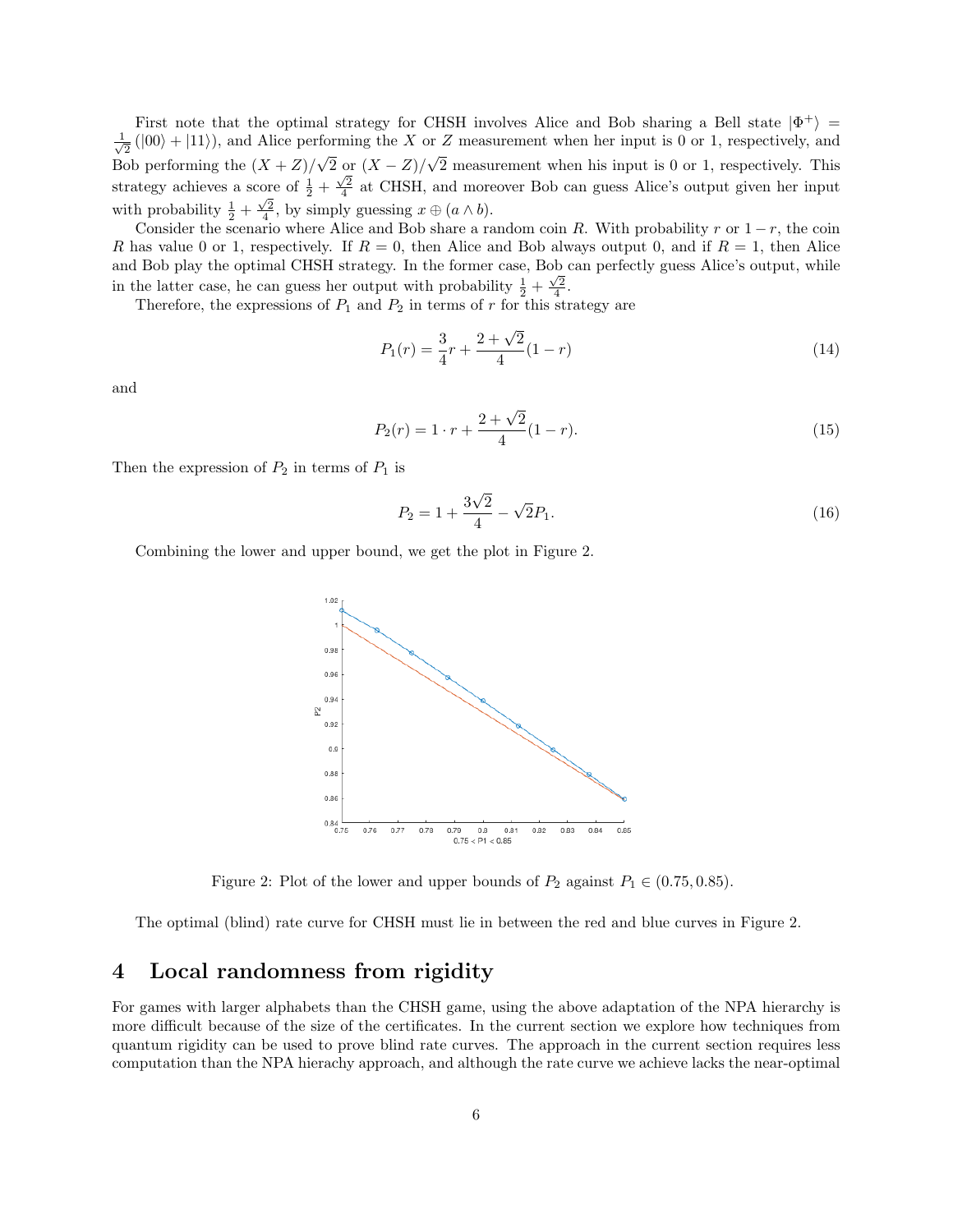First note that the optimal strategy for CHSH involves Alice and Bob sharing a Bell state $|\Phi^+\rangle = \frac{1}{\sqrt{2}}(|00\rangle + |11\rangle)$, and Alice performing the $X$ or $Z$ measurement when her input is 0 or 1, respectively, and Bob performing the $(X+Z)/\sqrt{2}$ or $(X-Z)/\sqrt{2}$ measurement when his input is 0 or 1, respectively. This strategy achieves a score of $\frac{1}{2} + \frac{\sqrt{2}}{4}$ at CHSH, and moreover Bob can guess Alice's output given her input with probability $\frac{1}{2} + \frac{\sqrt{2}}{4}$, by simply guessing $x \oplus (a \wedge b)$.

Consider the scenario where Alice and Bob share a random coin $R$. With probability $r$ or $1-r$, the coin $R$ has value 0 or 1, respectively. If $R = 0$, then Alice and Bob always output 0, and if $R = 1$, then Alice and Bob play the optimal CHSH strategy. In the former case, Bob can perfectly guess Alice's output, while in the latter case, he can guess her output with probability $\frac{1}{2} + \frac{\sqrt{2}}{4}$.

Therefore, the expressions of $P_1$ and $P_2$ in terms of $r$ for this strategy are

$$P_1(r) = \frac{3}{4}r + \frac{2+\sqrt{2}}{4}(1-r) \tag{14}$$

and

$$P_2(r) = 1 \cdot r + \frac{2+\sqrt{2}}{4}(1-r). \tag{15}$$

Then the expression of $P_2$ in terms of $P_1$ is

$$P_2 = 1 + \frac{3\sqrt{2}}{4} - \sqrt{2}P_1. \tag{16}$$

Combining the lower and upper bound, we get the plot in Figure 2.

Figure 2: Plot of the lower and upper bounds of $P_2$ against $P_1 \in (0.75, 0.85)$.

The optimal (blind) rate curve for CHSH must lie in between the red and blue curves in Figure 2.

## 4 Local randomness from rigidity

For games with larger alphabets than the CHSH game, using the above adaptation of the NPA hierarchy is more difficult because of the size of the certificates. In the current section we explore how techniques from quantum rigidity can be used to prove blind rate curves. The approach in the current section requires less computation than the NPA hierachy approach, and although the rate curve we achieve lacks the near-optimal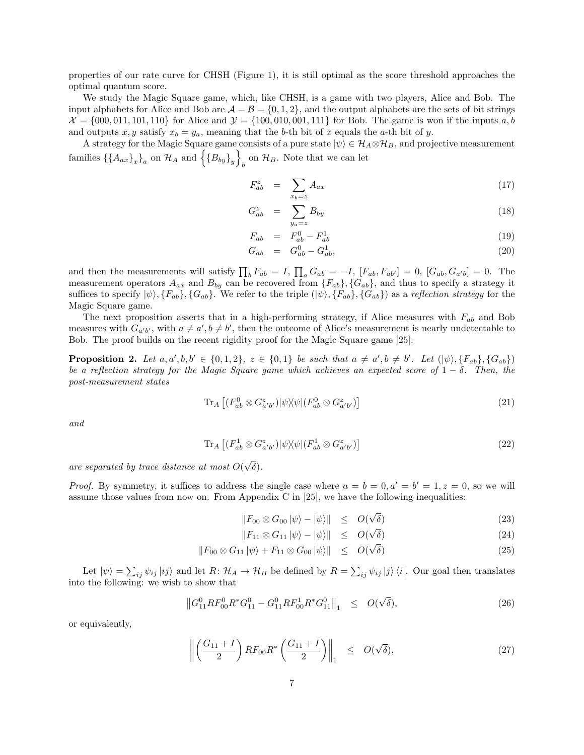properties of our rate curve for CHSH (Figure 1), it is still optimal as the score threshold approaches the optimal quantum score.

We study the Magic Square game, which, like CHSH, is a game with two players, Alice and Bob. The input alphabets for Alice and Bob are $\mathcal{A} = \mathcal{B} = \{0, 1, 2\}$, and the output alphabets are the sets of bit strings $\mathcal{X} = \{000, 011, 101, 110\}$ for Alice and $\mathcal{Y} = \{100, 010, 001, 111\}$ for Bob. The game is won if the inputs $a, b$ and outputs $x, y$ satisfy $x_b = y_a$, meaning that the $b$-th bit of $x$ equals the $a$-th bit of $y$.

A strategy for the Magic Square game consists of a pure state $|\psi\rangle \in \mathcal{H}_A \otimes \mathcal{H}_B$, and projective measurement families $\{\{A_{ax}\}_x\}_a$ on $\mathcal{H}_A$ and $\left\{\{B_{by}\}_y\right\}_b$ on $\mathcal{H}_B$. Note that we can let

$$F^z_{ab} = \sum_{x_b = z} A_{ax} \tag{17}$$

$$G^z_{ab} = \sum_{y_a = z} B_{by} \tag{18}$$

$$F_{ab} = F^0_{ab} - F^1_{ab} \tag{19}$$

$$G_{ab} = G^0_{ab} - G^1_{ab}, \tag{20}$$

and then the measurements will satisfy $\prod_b F_{ab} = I$, $\prod_a G_{ab} = -I$, $[F_{ab}, F_{ab'}] = 0$, $[G_{ab}, G_{a'b}] = 0$. The measurement operators $A_{ax}$ and $B_{by}$ can be recovered from $\{F_{ab}\}, \{G_{ab}\}$, and thus to specify a strategy it suffices to specify $|\psi\rangle, \{F_{ab}\}, \{G_{ab}\}$. We refer to the triple $(|\psi\rangle, \{F_{ab}\}, \{G_{ab}\})$ as a *reflection strategy* for the Magic Square game.

The next proposition asserts that in a high-performing strategy, if Alice measures with $F_{ab}$ and Bob measures with $G_{a'b'}$, with $a \neq a', b \neq b'$, then the outcome of Alice's measurement is nearly undetectable to Bob. The proof builds on the recent rigidity proof for the Magic Square game [25].

**Proposition 2.** *Let $a, a', b, b' \in \{0, 1, 2\}$, $z \in \{0, 1\}$ be such that $a \neq a', b \neq b'$. Let $(|\psi\rangle, \{F_{ab}\}, \{G_{ab}\})$ be a reflection strategy for the Magic Square game which achieves an expected score of $1 - \delta$. Then, the post-measurement states*

$$\mathrm{Tr}_A \left[ (F^0_{ab} \otimes G^z_{a'b'}) |\psi\rangle\langle\psi| (F^0_{ab} \otimes G^z_{a'b'}) \right] \tag{21}$$

*and*

$$\mathrm{Tr}_A \left[ (F^1_{ab} \otimes G^z_{a'b'}) |\psi\rangle\langle\psi| (F^1_{ab} \otimes G^z_{a'b'}) \right] \tag{22}$$

*are separated by trace distance at most $O(\sqrt{\delta})$.*

*Proof.* By symmetry, it suffices to address the single case where $a = b = 0, a' = b' = 1, z = 0$, so we will assume those values from now on. From Appendix C in [25], we have the following inequalities:

$$\| F_{00} \otimes G_{00} |\psi\rangle - |\psi\rangle \| \leq O(\sqrt{\delta}) \tag{23}$$

$$\| F_{11} \otimes G_{11} |\psi\rangle - |\psi\rangle \| \leq O(\sqrt{\delta}) \tag{24}$$

$$\| F_{00} \otimes G_{11} |\psi\rangle + F_{11} \otimes G_{00} |\psi\rangle \| \leq O(\sqrt{\delta}) \tag{25}$$

Let $|\psi\rangle = \sum_{ij} \psi_{ij} |ij\rangle$ and let $R \colon \mathcal{H}_A \to \mathcal{H}_B$ be defined by $R = \sum_{ij} \psi_{ij} |j\rangle \langle i|$. Our goal then translates into the following: we wish to show that

$$\left\| G^0_{11} R F^0_{00} R^* G^0_{11} - G^0_{11} R F^1_{00} R^* G^0_{11} \right\|_1 \leq O(\sqrt{\delta}), \tag{26}$$

or equivalently,

$$\left\| \left( \frac{G_{11} + I}{2} \right) R F_{00} R^* \left( \frac{G_{11} + I}{2} \right) \right\|_1 \leq O(\sqrt{\delta}), \tag{27}$$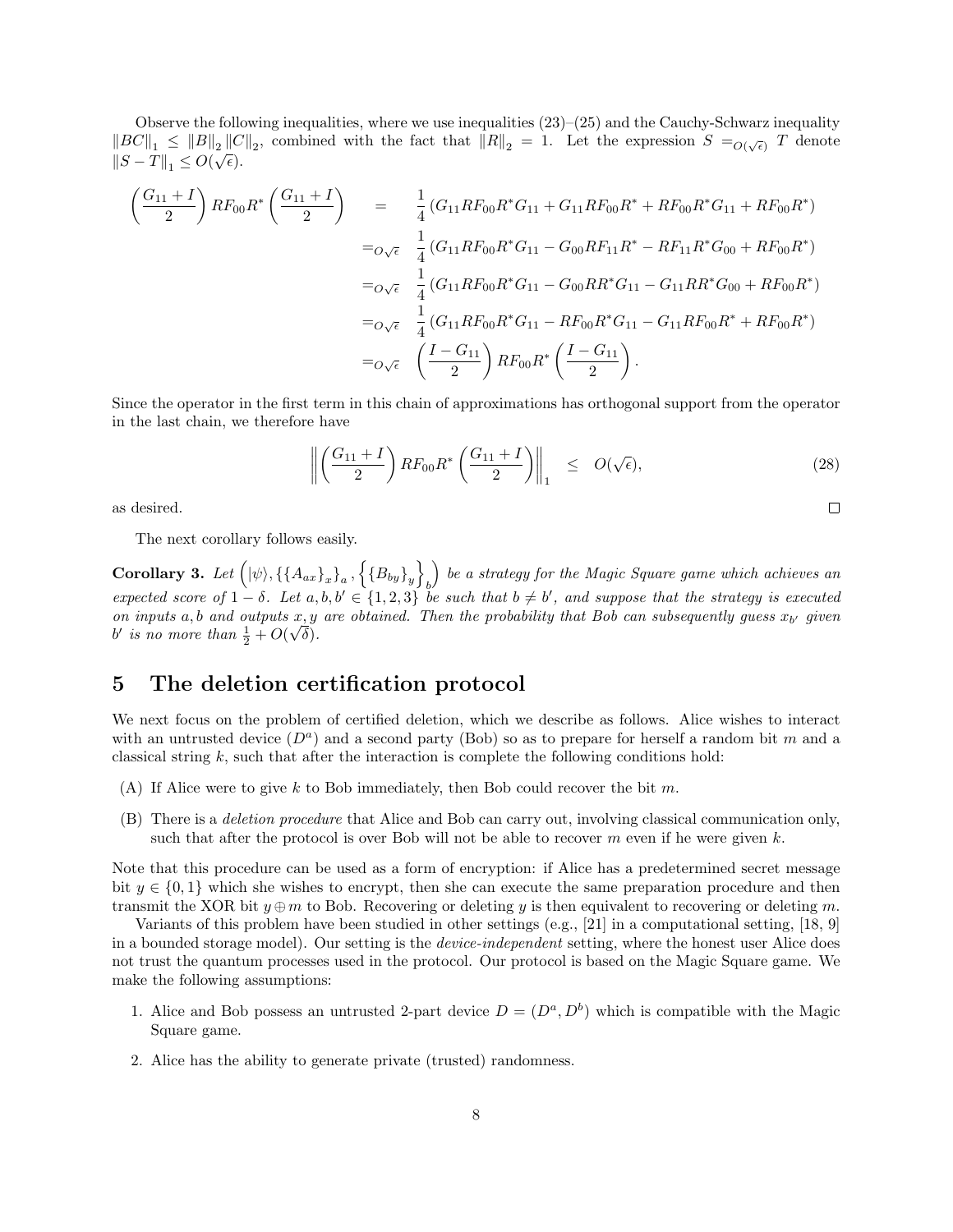Observe the following inequalities, where we use inequalities (23)–(25) and the Cauchy-Schwarz inequality $\|BC\|_1 \leq \|B\|_2 \|C\|_2$, combined with the fact that $\|R\|_2 = 1$. Let the expression $S =_{O(\sqrt{\epsilon})} T$ denote $\|S - T\|_1 \leq O(\sqrt{\epsilon})$.

$$
\begin{aligned}
\left(\frac{G_{11}+I}{2}\right) RF_{00}R^* \left(\frac{G_{11}+I}{2}\right) &= \frac{1}{4}\left(G_{11}RF_{00}R^*G_{11} + G_{11}RF_{00}R^* + RF_{00}R^*G_{11} + RF_{00}R^*\right) \\
&=_{O\sqrt{\epsilon}} \frac{1}{4}\left(G_{11}RF_{00}R^*G_{11} - G_{00}RF_{11}R^* - RF_{11}R^*G_{00} + RF_{00}R^*\right) \\
&=_{O\sqrt{\epsilon}} \frac{1}{4}\left(G_{11}RF_{00}R^*G_{11} - G_{00}RR^*G_{11} - G_{11}RR^*G_{00} + RF_{00}R^*\right) \\
&=_{O\sqrt{\epsilon}} \frac{1}{4}\left(G_{11}RF_{00}R^*G_{11} - RF_{00}R^*G_{11} - G_{11}RF_{00}R^* + RF_{00}R^*\right) \\
&=_{O\sqrt{\epsilon}} \left(\frac{I-G_{11}}{2}\right) RF_{00}R^* \left(\frac{I-G_{11}}{2}\right).
\end{aligned}
$$

Since the operator in the first term in this chain of approximations has orthogonal support from the operator in the last chain, we therefore have

$$
\left\| \left(\frac{G_{11}+I}{2}\right) RF_{00}R^* \left(\frac{G_{11}+I}{2}\right) \right\|_1 \leq O(\sqrt{\epsilon}), \tag{28}
$$

as desired. □

The next corollary follows easily.

**Corollary 3.** *Let $\left(|\psi\rangle, \{\{A_{ax}\}_x\}_a, \left\{\{B_{by}\}_y\right\}_b\right)$ be a strategy for the Magic Square game which achieves an expected score of $1-\delta$. Let $a, b, b' \in \{1,2,3\}$ be such that $b \neq b'$, and suppose that the strategy is executed on inputs $a, b$ and outputs $x, y$ are obtained. Then the probability that Bob can subsequently guess $x_{b'}$ given $b'$ is no more than $\frac{1}{2} + O(\sqrt{\delta})$.*

## 5 The deletion certification protocol

We next focus on the problem of certified deletion, which we describe as follows. Alice wishes to interact with an untrusted device ($D^a$) and a second party (Bob) so as to prepare for herself a random bit $m$ and a classical string $k$, such that after the interaction is complete the following conditions hold:

(A) If Alice were to give $k$ to Bob immediately, then Bob could recover the bit $m$.

(B) There is a *deletion procedure* that Alice and Bob can carry out, involving classical communication only, such that after the protocol is over Bob will not be able to recover $m$ even if he were given $k$.

Note that this procedure can be used as a form of encryption: if Alice has a predetermined secret message bit $y \in \{0,1\}$ which she wishes to encrypt, then she can execute the same preparation procedure and then transmit the XOR bit $y \oplus m$ to Bob. Recovering or deleting $y$ is then equivalent to recovering or deleting $m$.

Variants of this problem have been studied in other settings (e.g., [21] in a computational setting, [18, 9] in a bounded storage model). Our setting is the *device-independent* setting, where the honest user Alice does not trust the quantum processes used in the protocol. Our protocol is based on the Magic Square game. We make the following assumptions:

1. Alice and Bob possess an untrusted 2-part device $D = (D^a, D^b)$ which is compatible with the Magic Square game.
2. Alice has the ability to generate private (trusted) randomness.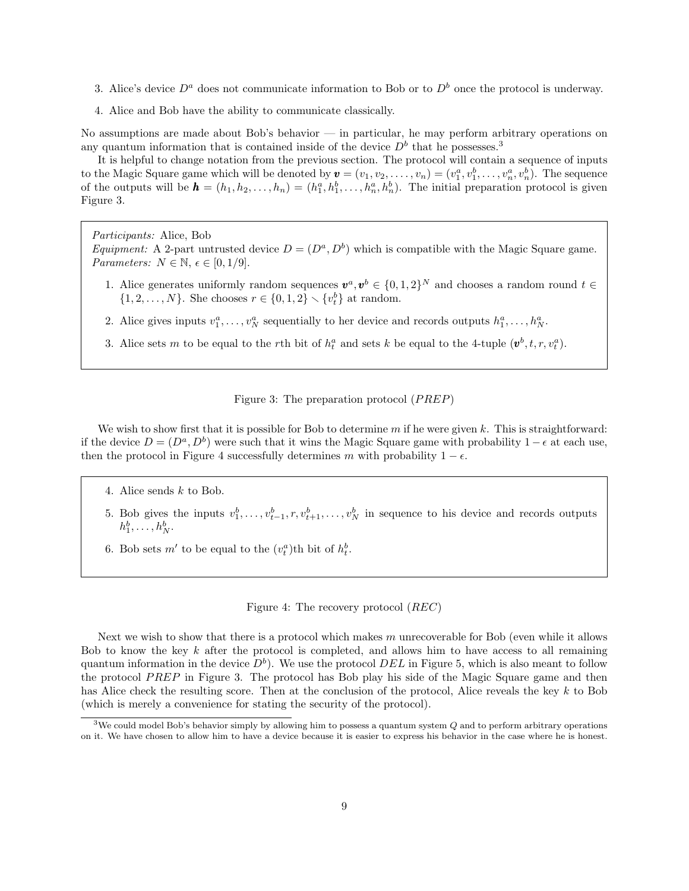3. Alice's device $D^a$ does not communicate information to Bob or to $D^b$ once the protocol is underway.

4. Alice and Bob have the ability to communicate classically.

No assumptions are made about Bob's behavior — in particular, he may perform arbitrary operations on any quantum information that is contained inside of the device $D^b$ that he possesses.[3]

It is helpful to change notation from the previous section. The protocol will contain a sequence of inputs to the Magic Square game which will be denoted by $\boldsymbol{v} = (v_1, v_2, \ldots, v_n) = (v_1^a, v_1^b, \ldots, v_n^a, v_n^b)$. The sequence of the outputs will be $\boldsymbol{h} = (h_1, h_2, \ldots, h_n) = (h_1^a, h_1^b, \ldots, h_n^a, h_n^b)$. The initial preparation protocol is given Figure 3.

> *Participants:* Alice, Bob
> *Equipment:* A 2-part untrusted device $D = (D^a, D^b)$ which is compatible with the Magic Square game.
> *Parameters:* $N \in \mathbb{N}$, $\epsilon \in [0, 1/9]$.
>
> 1. Alice generates uniformly random sequences $\boldsymbol{v}^a, \boldsymbol{v}^b \in \{0, 1, 2\}^N$ and chooses a random round $t \in \{1, 2, \ldots, N\}$. She chooses $r \in \{0, 1, 2\} \smallsetminus \{v_t^b\}$ at random.
> 2. Alice gives inputs $v_1^a, \ldots, v_N^a$ sequentially to her device and records outputs $h_1^a, \ldots, h_N^a$.
> 3. Alice sets $m$ to be equal to the $r$th bit of $h_t^a$ and sets $k$ be equal to the 4-tuple $(\boldsymbol{v}^b, t, r, v_t^a)$.

Figure 3: The preparation protocol ($PREP$)

We wish to show first that it is possible for Bob to determine $m$ if he were given $k$. This is straightforward: if the device $D = (D^a, D^b)$ were such that it wins the Magic Square game with probability $1 - \epsilon$ at each use, then the protocol in Figure 4 successfully determines $m$ with probability $1 - \epsilon$.

> 4. Alice sends $k$ to Bob.
> 5. Bob gives the inputs $v_1^b, \ldots, v_{t-1}^b, r, v_{t+1}^b, \ldots, v_N^b$ in sequence to his device and records outputs $h_1^b, \ldots, h_N^b$.
> 6. Bob sets $m'$ to be equal to the $(v_t^a)$th bit of $h_t^b$.

Figure 4: The recovery protocol ($REC$)

Next we wish to show that there is a protocol which makes $m$ unrecoverable for Bob (even while it allows Bob to know the key $k$ after the protocol is completed, and allows him to have access to all remaining quantum information in the device $D^b$). We use the protocol $DEL$ in Figure 5, which is also meant to follow the protocol $PREP$ in Figure 3. The protocol has Bob play his side of the Magic Square game and then has Alice check the resulting score. Then at the conclusion of the protocol, Alice reveals the key $k$ to Bob (which is merely a convenience for stating the security of the protocol).

[3] We could model Bob's behavior simply by allowing him to possess a quantum system $Q$ and to perform arbitrary operations on it. We have chosen to allow him to have a device because it is easier to express his behavior in the case where he is honest.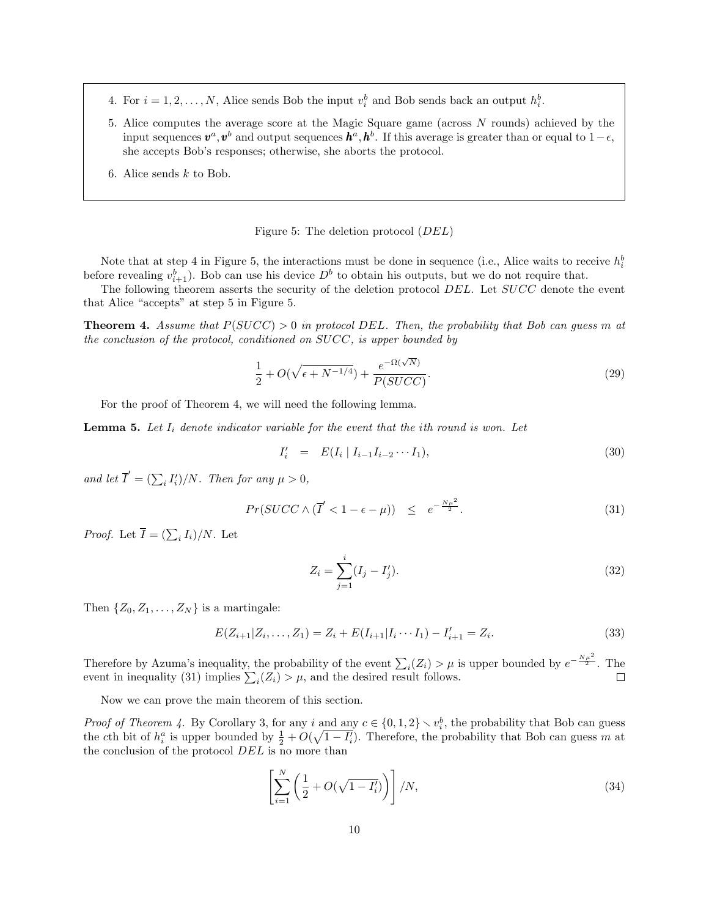4. For $i = 1, 2, \ldots, N$, Alice sends Bob the input $v_i^b$ and Bob sends back an output $h_i^b$.

5. Alice computes the average score at the Magic Square game (across $N$ rounds) achieved by the input sequences $\boldsymbol{v}^a, \boldsymbol{v}^b$ and output sequences $\boldsymbol{h}^a, \boldsymbol{h}^b$. If this average is greater than or equal to $1-\epsilon$, she accepts Bob's responses; otherwise, she aborts the protocol.

6. Alice sends $k$ to Bob.

Figure 5: The deletion protocol ($DEL$)

Note that at step 4 in Figure 5, the interactions must be done in sequence (i.e., Alice waits to receive $h_i^b$ before revealing $v_{i+1}^b$). Bob can use his device $D^b$ to obtain his outputs, but we do not require that.

The following theorem asserts the security of the deletion protocol $DEL$. Let $SUCC$ denote the event that Alice "accepts" at step 5 in Figure 5.

**Theorem 4.** *Assume that $P(SUCC) > 0$ in protocol $DEL$. Then, the probability that Bob can guess $m$ at the conclusion of the protocol, conditioned on $SUCC$, is upper bounded by*

$$\frac{1}{2} + O(\sqrt{\epsilon + N^{-1/4}}) + \frac{e^{-\Omega(\sqrt{N})}}{P(SUCC)}. \tag{29}$$

For the proof of Theorem 4, we will need the following lemma.

**Lemma 5.** *Let $I_i$ denote indicator variable for the event that the ith round is won. Let*

$$I_i' \quad = \quad E(I_i \mid I_{i-1} I_{i-2} \cdots I_1), \tag{30}$$

*and let $\overline{I}' = (\sum_i I_i')/N$. Then for any $\mu > 0$,*

$$Pr(SUCC \wedge (\overline{I}' < 1 - \epsilon - \mu)) \quad \leq \quad e^{-\frac{N\mu^2}{2}}. \tag{31}$$

*Proof.* Let $\overline{I} = (\sum_i I_i)/N$. Let

$$Z_i = \sum_{j=1}^{i} (I_j - I_j'). \tag{32}$$

Then $\{Z_0, Z_1, \ldots, Z_N\}$ is a martingale:

$$E(Z_{i+1} | Z_i, \ldots, Z_1) = Z_i + E(I_{i+1} | I_i \cdots I_1) - I_{i+1}' = Z_i. \tag{33}$$

Therefore by Azuma's inequality, the probability of the event $\sum_i (Z_i) > \mu$ is upper bounded by $e^{-\frac{N\mu^2}{2}}$. The event in inequality (31) implies $\sum_i (Z_i) > \mu$, and the desired result follows. □

Now we can prove the main theorem of this section.

*Proof of Theorem 4.* By Corollary 3, for any $i$ and any $c \in \{0, 1, 2\} \smallsetminus v_i^b$, the probability that Bob can guess the $c$th bit of $h_i^a$ is upper bounded by $\frac{1}{2} + O(\sqrt{1 - I_i'})$. Therefore, the probability that Bob can guess $m$ at the conclusion of the protocol $DEL$ is no more than

$$\left[ \sum_{i=1}^{N} \left( \frac{1}{2} + O(\sqrt{1 - I_i'}) \right) \right] / N, \tag{34}$$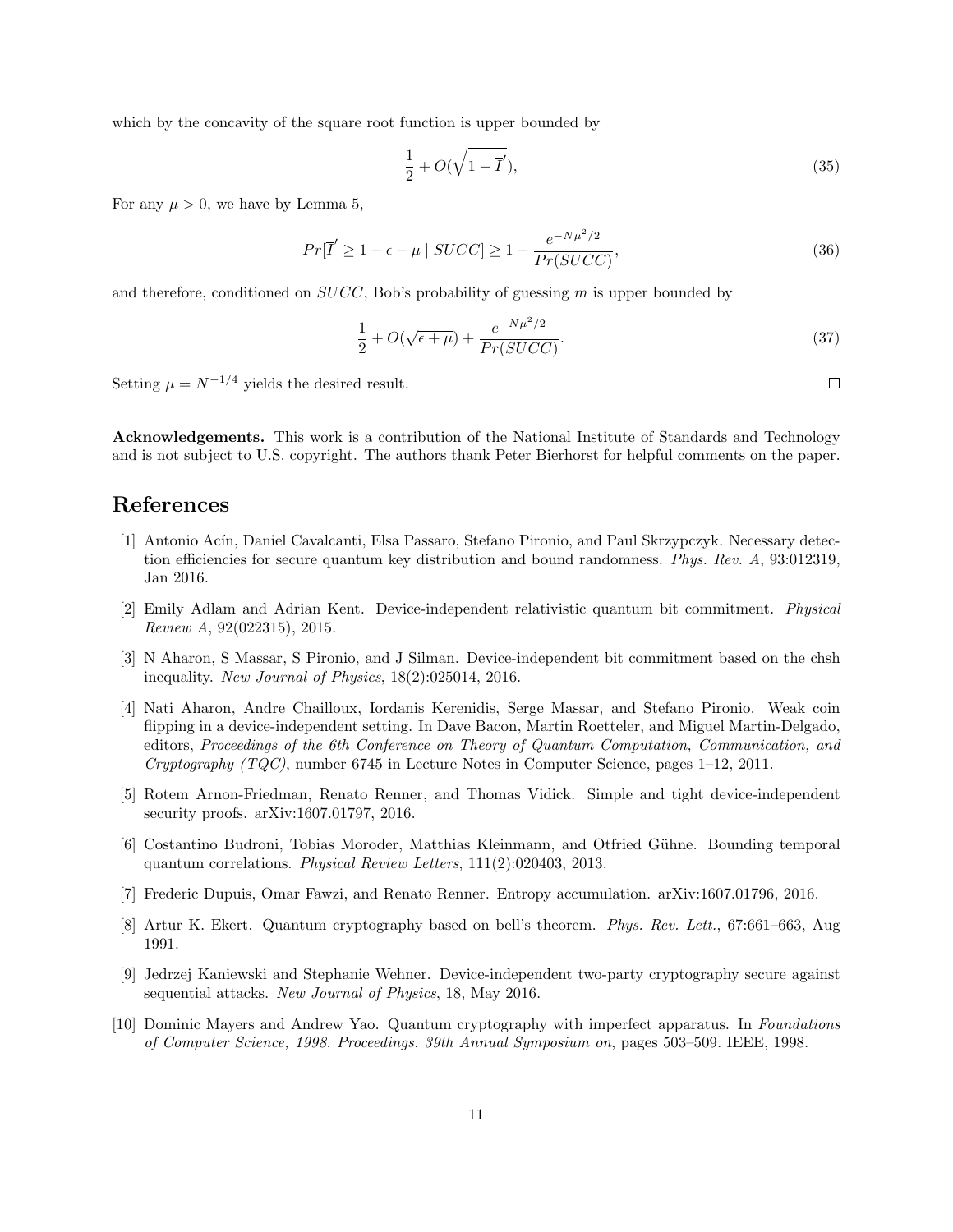which by the concavity of the square root function is upper bounded by

$$\frac{1}{2} + O(\sqrt{1 - \overline{I}'}), \tag{35}$$

For any $\mu > 0$, we have by Lemma 5,

$$Pr[\overline{I}' \geq 1 - \epsilon - \mu \mid SUCC] \geq 1 - \frac{e^{-N\mu^2/2}}{Pr(SUCC)}, \tag{36}$$

and therefore, conditioned on $SUCC$, Bob's probability of guessing $m$ is upper bounded by

$$\frac{1}{2} + O(\sqrt{\epsilon + \mu}) + \frac{e^{-N\mu^2/2}}{Pr(SUCC)}. \tag{37}$$

Setting $\mu = N^{-1/4}$ yields the desired result. □

**Acknowledgements.** This work is a contribution of the National Institute of Standards and Technology and is not subject to U.S. copyright. The authors thank Peter Bierhorst for helpful comments on the paper.

# References

[1] Antonio Acín, Daniel Cavalcanti, Elsa Passaro, Stefano Pironio, and Paul Skrzypczyk. Necessary detection efficiencies for secure quantum key distribution and bound randomness. *Phys. Rev. A*, 93:012319, Jan 2016.

[2] Emily Adlam and Adrian Kent. Device-independent relativistic quantum bit commitment. *Physical Review A*, 92(022315), 2015.

[3] N Aharon, S Massar, S Pironio, and J Silman. Device-independent bit commitment based on the chsh inequality. *New Journal of Physics*, 18(2):025014, 2016.

[4] Nati Aharon, Andre Chailloux, Iordanis Kerenidis, Serge Massar, and Stefano Pironio. Weak coin flipping in a device-independent setting. In Dave Bacon, Martin Roetteler, and Miguel Martin-Delgado, editors, *Proceedings of the 6th Conference on Theory of Quantum Computation, Communication, and Cryptography (TQC)*, number 6745 in Lecture Notes in Computer Science, pages 1–12, 2011.

[5] Rotem Arnon-Friedman, Renato Renner, and Thomas Vidick. Simple and tight device-independent security proofs. arXiv:1607.01797, 2016.

[6] Costantino Budroni, Tobias Moroder, Matthias Kleinmann, and Otfried Gühne. Bounding temporal quantum correlations. *Physical Review Letters*, 111(2):020403, 2013.

[7] Frederic Dupuis, Omar Fawzi, and Renato Renner. Entropy accumulation. arXiv:1607.01796, 2016.

[8] Artur K. Ekert. Quantum cryptography based on bell's theorem. *Phys. Rev. Lett.*, 67:661–663, Aug 1991.

[9] Jedrzej Kaniewski and Stephanie Wehner. Device-independent two-party cryptography secure against sequential attacks. *New Journal of Physics*, 18, May 2016.

[10] Dominic Mayers and Andrew Yao. Quantum cryptography with imperfect apparatus. In *Foundations of Computer Science, 1998. Proceedings. 39th Annual Symposium on*, pages 503–509. IEEE, 1998.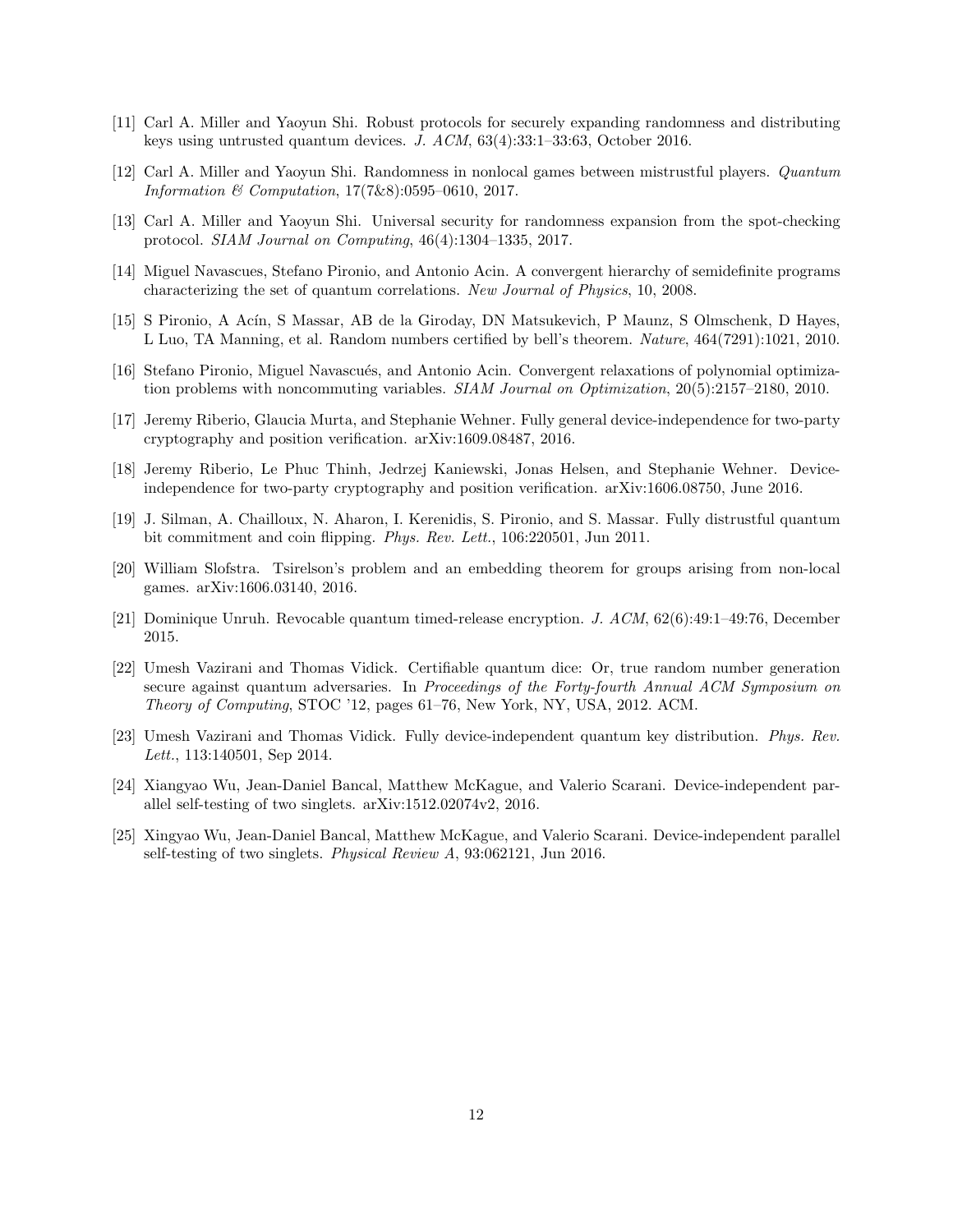[11] Carl A. Miller and Yaoyun Shi. Robust protocols for securely expanding randomness and distributing keys using untrusted quantum devices. *J. ACM*, 63(4):33:1–33:63, October 2016.

[12] Carl A. Miller and Yaoyun Shi. Randomness in nonlocal games between mistrustful players. *Quantum Information & Computation*, 17(7&8):0595–0610, 2017.

[13] Carl A. Miller and Yaoyun Shi. Universal security for randomness expansion from the spot-checking protocol. *SIAM Journal on Computing*, 46(4):1304–1335, 2017.

[14] Miguel Navascues, Stefano Pironio, and Antonio Acin. A convergent hierarchy of semidefinite programs characterizing the set of quantum correlations. *New Journal of Physics*, 10, 2008.

[15] S Pironio, A Acín, S Massar, AB de la Giroday, DN Matsukevich, P Maunz, S Olmschenk, D Hayes, L Luo, TA Manning, et al. Random numbers certified by bell's theorem. *Nature*, 464(7291):1021, 2010.

[16] Stefano Pironio, Miguel Navascués, and Antonio Acin. Convergent relaxations of polynomial optimization problems with noncommuting variables. *SIAM Journal on Optimization*, 20(5):2157–2180, 2010.

[17] Jeremy Riberio, Glaucia Murta, and Stephanie Wehner. Fully general device-independence for two-party cryptography and position verification. arXiv:1609.08487, 2016.

[18] Jeremy Riberio, Le Phuc Thinh, Jedrzej Kaniewski, Jonas Helsen, and Stephanie Wehner. Device-independence for two-party cryptography and position verification. arXiv:1606.08750, June 2016.

[19] J. Silman, A. Chailloux, N. Aharon, I. Kerenidis, S. Pironio, and S. Massar. Fully distrustful quantum bit commitment and coin flipping. *Phys. Rev. Lett.*, 106:220501, Jun 2011.

[20] William Slofstra. Tsirelson's problem and an embedding theorem for groups arising from non-local games. arXiv:1606.03140, 2016.

[21] Dominique Unruh. Revocable quantum timed-release encryption. *J. ACM*, 62(6):49:1–49:76, December 2015.

[22] Umesh Vazirani and Thomas Vidick. Certifiable quantum dice: Or, true random number generation secure against quantum adversaries. In *Proceedings of the Forty-fourth Annual ACM Symposium on Theory of Computing*, STOC '12, pages 61–76, New York, NY, USA, 2012. ACM.

[23] Umesh Vazirani and Thomas Vidick. Fully device-independent quantum key distribution. *Phys. Rev. Lett.*, 113:140501, Sep 2014.

[24] Xiangyao Wu, Jean-Daniel Bancal, Matthew McKague, and Valerio Scarani. Device-independent parallel self-testing of two singlets. arXiv:1512.02074v2, 2016.

[25] Xingyao Wu, Jean-Daniel Bancal, Matthew McKague, and Valerio Scarani. Device-independent parallel self-testing of two singlets. *Physical Review A*, 93:062121, Jun 2016.